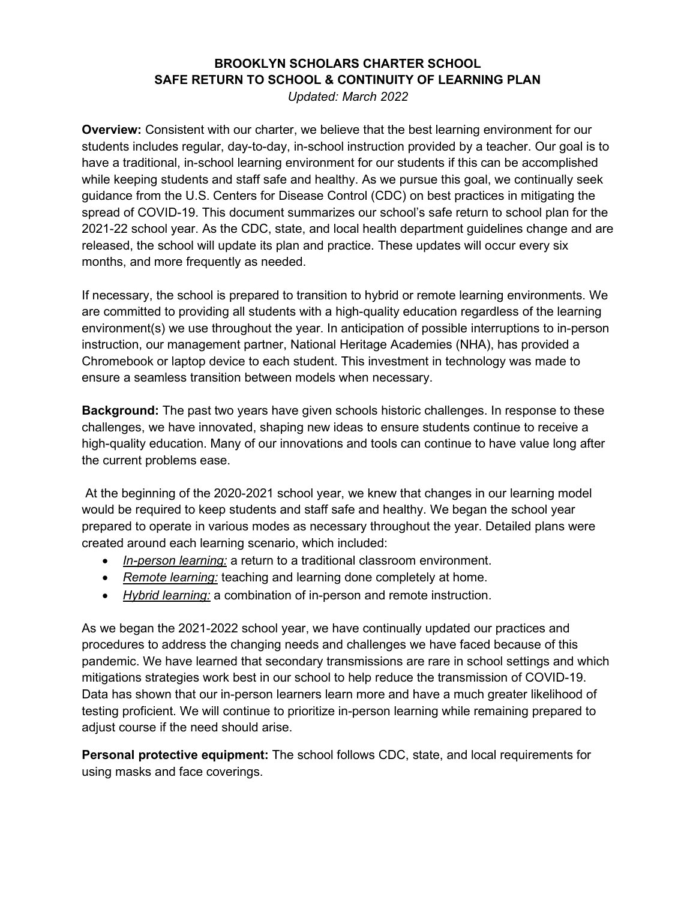# BROOKLYN SCHOLARS CHARTER SCHOOL
## SAFE RETURN TO SCHOOL & CONTINUITY OF LEARNING PLAN

*Updated: March 2022*

**Overview:** Consistent with our charter, we believe that the best learning environment for our students includes regular, day-to-day, in-school instruction provided by a teacher. Our goal is to have a traditional, in-school learning environment for our students if this can be accomplished while keeping students and staff safe and healthy. As we pursue this goal, we continually seek guidance from the U.S. Centers for Disease Control (CDC) on best practices in mitigating the spread of COVID-19. This document summarizes our school's safe return to school plan for the 2021-22 school year. As the CDC, state, and local health department guidelines change and are released, the school will update its plan and practice. These updates will occur every six months, and more frequently as needed.

If necessary, the school is prepared to transition to hybrid or remote learning environments. We are committed to providing all students with a high-quality education regardless of the learning environment(s) we use throughout the year. In anticipation of possible interruptions to in-person instruction, our management partner, National Heritage Academies (NHA), has provided a Chromebook or laptop device to each student. This investment in technology was made to ensure a seamless transition between models when necessary.

**Background:** The past two years have given schools historic challenges. In response to these challenges, we have innovated, shaping new ideas to ensure students continue to receive a high-quality education. Many of our innovations and tools can continue to have value long after the current problems ease.

At the beginning of the 2020-2021 school year, we knew that changes in our learning model would be required to keep students and staff safe and healthy. We began the school year prepared to operate in various modes as necessary throughout the year. Detailed plans were created around each learning scenario, which included:

- *In-person learning:* a return to a traditional classroom environment.
- *Remote learning:* teaching and learning done completely at home.
- *Hybrid learning:* a combination of in-person and remote instruction.

As we began the 2021-2022 school year, we have continually updated our practices and procedures to address the changing needs and challenges we have faced because of this pandemic. We have learned that secondary transmissions are rare in school settings and which mitigations strategies work best in our school to help reduce the transmission of COVID-19. Data has shown that our in-person learners learn more and have a much greater likelihood of testing proficient. We will continue to prioritize in-person learning while remaining prepared to adjust course if the need should arise.

**Personal protective equipment:** The school follows CDC, state, and local requirements for using masks and face coverings.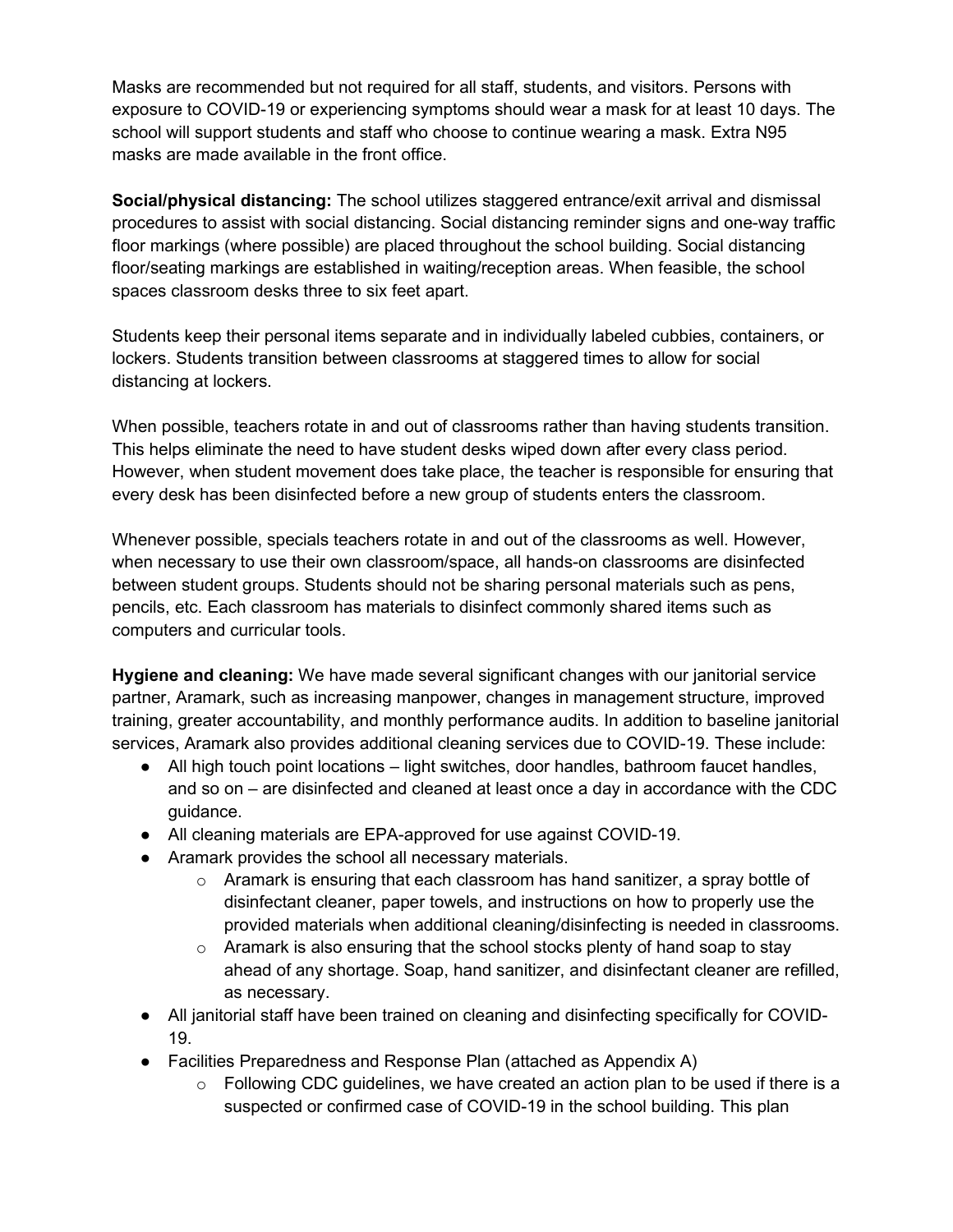Masks are recommended but not required for all staff, students, and visitors. Persons with exposure to COVID-19 or experiencing symptoms should wear a mask for at least 10 days. The school will support students and staff who choose to continue wearing a mask. Extra N95 masks are made available in the front office.

**Social/physical distancing:** The school utilizes staggered entrance/exit arrival and dismissal procedures to assist with social distancing. Social distancing reminder signs and one-way traffic floor markings (where possible) are placed throughout the school building. Social distancing floor/seating markings are established in waiting/reception areas. When feasible, the school spaces classroom desks three to six feet apart.

Students keep their personal items separate and in individually labeled cubbies, containers, or lockers. Students transition between classrooms at staggered times to allow for social distancing at lockers.

When possible, teachers rotate in and out of classrooms rather than having students transition. This helps eliminate the need to have student desks wiped down after every class period. However, when student movement does take place, the teacher is responsible for ensuring that every desk has been disinfected before a new group of students enters the classroom.

Whenever possible, specials teachers rotate in and out of the classrooms as well. However, when necessary to use their own classroom/space, all hands-on classrooms are disinfected between student groups. Students should not be sharing personal materials such as pens, pencils, etc. Each classroom has materials to disinfect commonly shared items such as computers and curricular tools.

**Hygiene and cleaning:** We have made several significant changes with our janitorial service partner, Aramark, such as increasing manpower, changes in management structure, improved training, greater accountability, and monthly performance audits. In addition to baseline janitorial services, Aramark also provides additional cleaning services due to COVID-19. These include:

- All high touch point locations – light switches, door handles, bathroom faucet handles, and so on – are disinfected and cleaned at least once a day in accordance with the CDC guidance.
- All cleaning materials are EPA-approved for use against COVID-19.
- Aramark provides the school all necessary materials.
  - Aramark is ensuring that each classroom has hand sanitizer, a spray bottle of disinfectant cleaner, paper towels, and instructions on how to properly use the provided materials when additional cleaning/disinfecting is needed in classrooms.
  - Aramark is also ensuring that the school stocks plenty of hand soap to stay ahead of any shortage. Soap, hand sanitizer, and disinfectant cleaner are refilled, as necessary.
- All janitorial staff have been trained on cleaning and disinfecting specifically for COVID-19.
- Facilities Preparedness and Response Plan (attached as Appendix A)
  - Following CDC guidelines, we have created an action plan to be used if there is a suspected or confirmed case of COVID-19 in the school building. This plan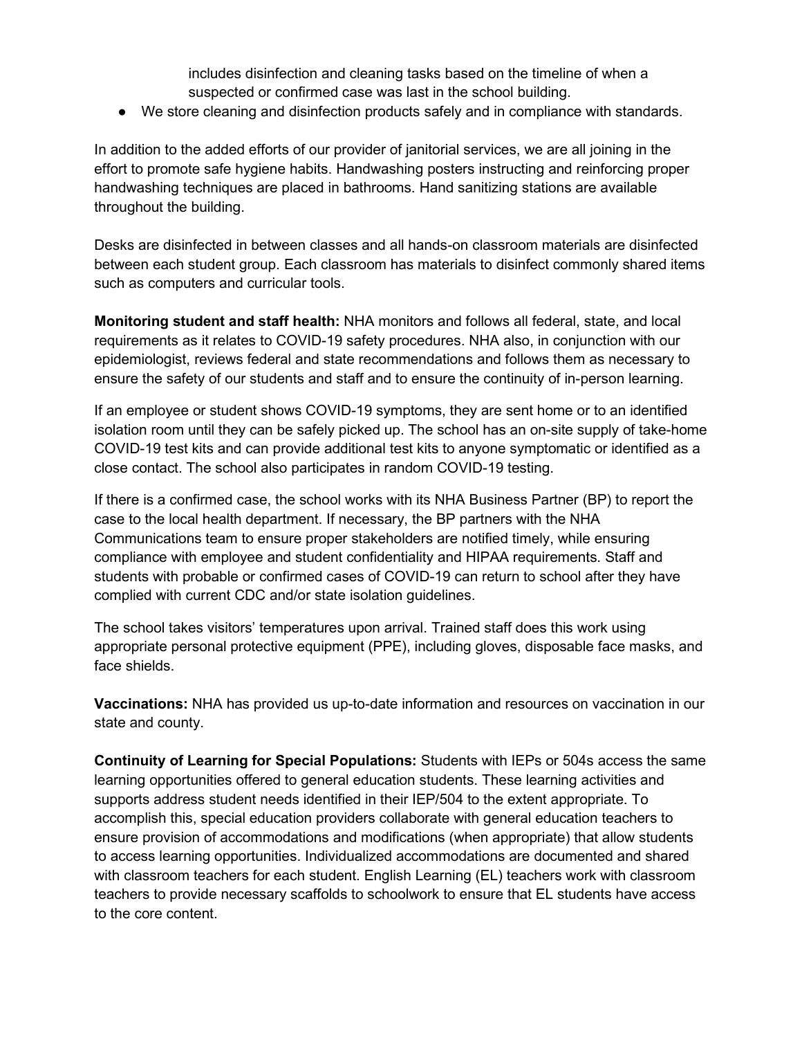includes disinfection and cleaning tasks based on the timeline of when a suspected or confirmed case was last in the school building.

- We store cleaning and disinfection products safely and in compliance with standards.

In addition to the added efforts of our provider of janitorial services, we are all joining in the effort to promote safe hygiene habits. Handwashing posters instructing and reinforcing proper handwashing techniques are placed in bathrooms. Hand sanitizing stations are available throughout the building.

Desks are disinfected in between classes and all hands-on classroom materials are disinfected between each student group. Each classroom has materials to disinfect commonly shared items such as computers and curricular tools.

**Monitoring student and staff health:** NHA monitors and follows all federal, state, and local requirements as it relates to COVID-19 safety procedures. NHA also, in conjunction with our epidemiologist, reviews federal and state recommendations and follows them as necessary to ensure the safety of our students and staff and to ensure the continuity of in-person learning.

If an employee or student shows COVID-19 symptoms, they are sent home or to an identified isolation room until they can be safely picked up. The school has an on-site supply of take-home COVID-19 test kits and can provide additional test kits to anyone symptomatic or identified as a close contact. The school also participates in random COVID-19 testing.

If there is a confirmed case, the school works with its NHA Business Partner (BP) to report the case to the local health department. If necessary, the BP partners with the NHA Communications team to ensure proper stakeholders are notified timely, while ensuring compliance with employee and student confidentiality and HIPAA requirements. Staff and students with probable or confirmed cases of COVID-19 can return to school after they have complied with current CDC and/or state isolation guidelines.

The school takes visitors' temperatures upon arrival. Trained staff does this work using appropriate personal protective equipment (PPE), including gloves, disposable face masks, and face shields.

**Vaccinations:** NHA has provided us up-to-date information and resources on vaccination in our state and county.

**Continuity of Learning for Special Populations:** Students with IEPs or 504s access the same learning opportunities offered to general education students. These learning activities and supports address student needs identified in their IEP/504 to the extent appropriate. To accomplish this, special education providers collaborate with general education teachers to ensure provision of accommodations and modifications (when appropriate) that allow students to access learning opportunities. Individualized accommodations are documented and shared with classroom teachers for each student. English Learning (EL) teachers work with classroom teachers to provide necessary scaffolds to schoolwork to ensure that EL students have access to the core content.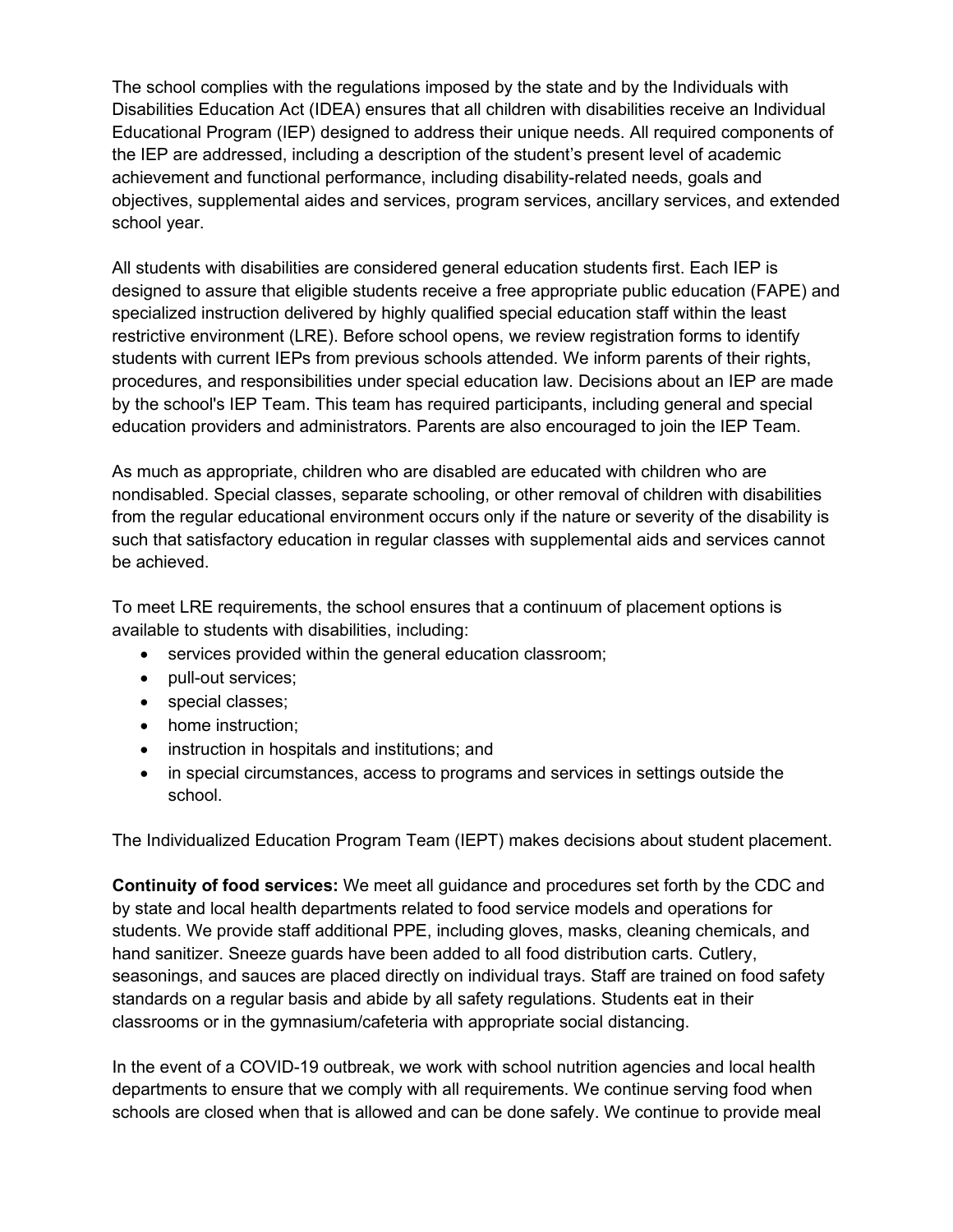The school complies with the regulations imposed by the state and by the Individuals with Disabilities Education Act (IDEA) ensures that all children with disabilities receive an Individual Educational Program (IEP) designed to address their unique needs. All required components of the IEP are addressed, including a description of the student's present level of academic achievement and functional performance, including disability-related needs, goals and objectives, supplemental aides and services, program services, ancillary services, and extended school year.

All students with disabilities are considered general education students first. Each IEP is designed to assure that eligible students receive a free appropriate public education (FAPE) and specialized instruction delivered by highly qualified special education staff within the least restrictive environment (LRE). Before school opens, we review registration forms to identify students with current IEPs from previous schools attended. We inform parents of their rights, procedures, and responsibilities under special education law. Decisions about an IEP are made by the school's IEP Team. This team has required participants, including general and special education providers and administrators. Parents are also encouraged to join the IEP Team.

As much as appropriate, children who are disabled are educated with children who are nondisabled. Special classes, separate schooling, or other removal of children with disabilities from the regular educational environment occurs only if the nature or severity of the disability is such that satisfactory education in regular classes with supplemental aids and services cannot be achieved.

To meet LRE requirements, the school ensures that a continuum of placement options is available to students with disabilities, including:

- services provided within the general education classroom;
- pull-out services;
- special classes;
- home instruction;
- instruction in hospitals and institutions; and
- in special circumstances, access to programs and services in settings outside the school.

The Individualized Education Program Team (IEPT) makes decisions about student placement.

**Continuity of food services:** We meet all guidance and procedures set forth by the CDC and by state and local health departments related to food service models and operations for students. We provide staff additional PPE, including gloves, masks, cleaning chemicals, and hand sanitizer. Sneeze guards have been added to all food distribution carts. Cutlery, seasonings, and sauces are placed directly on individual trays. Staff are trained on food safety standards on a regular basis and abide by all safety regulations. Students eat in their classrooms or in the gymnasium/cafeteria with appropriate social distancing.

In the event of a COVID-19 outbreak, we work with school nutrition agencies and local health departments to ensure that we comply with all requirements. We continue serving food when schools are closed when that is allowed and can be done safely. We continue to provide meal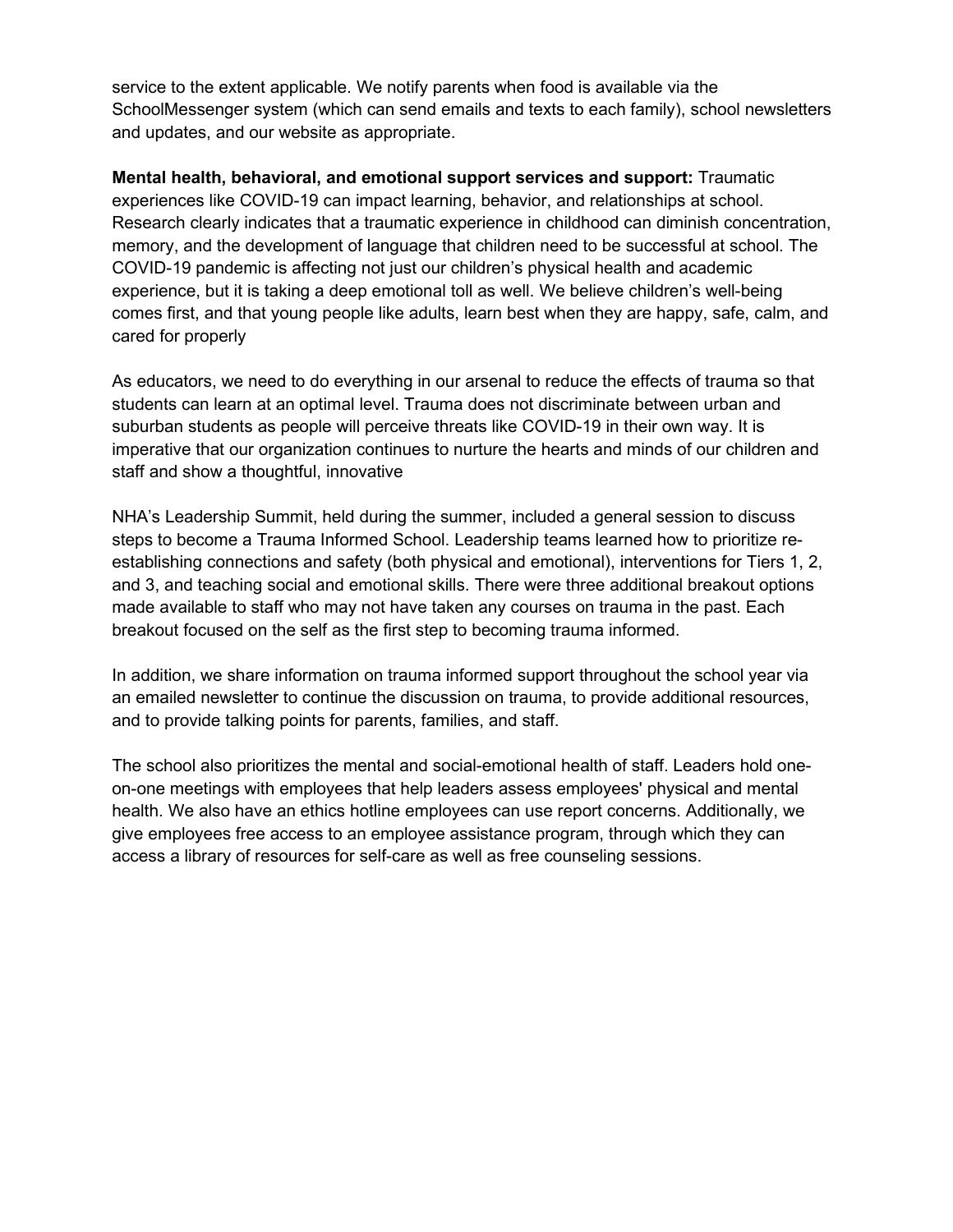service to the extent applicable. We notify parents when food is available via the SchoolMessenger system (which can send emails and texts to each family), school newsletters and updates, and our website as appropriate.

**Mental health, behavioral, and emotional support services and support:** Traumatic experiences like COVID-19 can impact learning, behavior, and relationships at school. Research clearly indicates that a traumatic experience in childhood can diminish concentration, memory, and the development of language that children need to be successful at school. The COVID-19 pandemic is affecting not just our children's physical health and academic experience, but it is taking a deep emotional toll as well. We believe children's well-being comes first, and that young people like adults, learn best when they are happy, safe, calm, and cared for properly

As educators, we need to do everything in our arsenal to reduce the effects of trauma so that students can learn at an optimal level. Trauma does not discriminate between urban and suburban students as people will perceive threats like COVID-19 in their own way. It is imperative that our organization continues to nurture the hearts and minds of our children and staff and show a thoughtful, innovative

NHA's Leadership Summit, held during the summer, included a general session to discuss steps to become a Trauma Informed School. Leadership teams learned how to prioritize re-establishing connections and safety (both physical and emotional), interventions for Tiers 1, 2, and 3, and teaching social and emotional skills. There were three additional breakout options made available to staff who may not have taken any courses on trauma in the past. Each breakout focused on the self as the first step to becoming trauma informed.

In addition, we share information on trauma informed support throughout the school year via an emailed newsletter to continue the discussion on trauma, to provide additional resources, and to provide talking points for parents, families, and staff.

The school also prioritizes the mental and social-emotional health of staff. Leaders hold one-on-one meetings with employees that help leaders assess employees' physical and mental health. We also have an ethics hotline employees can use report concerns. Additionally, we give employees free access to an employee assistance program, through which they can access a library of resources for self-care as well as free counseling sessions.